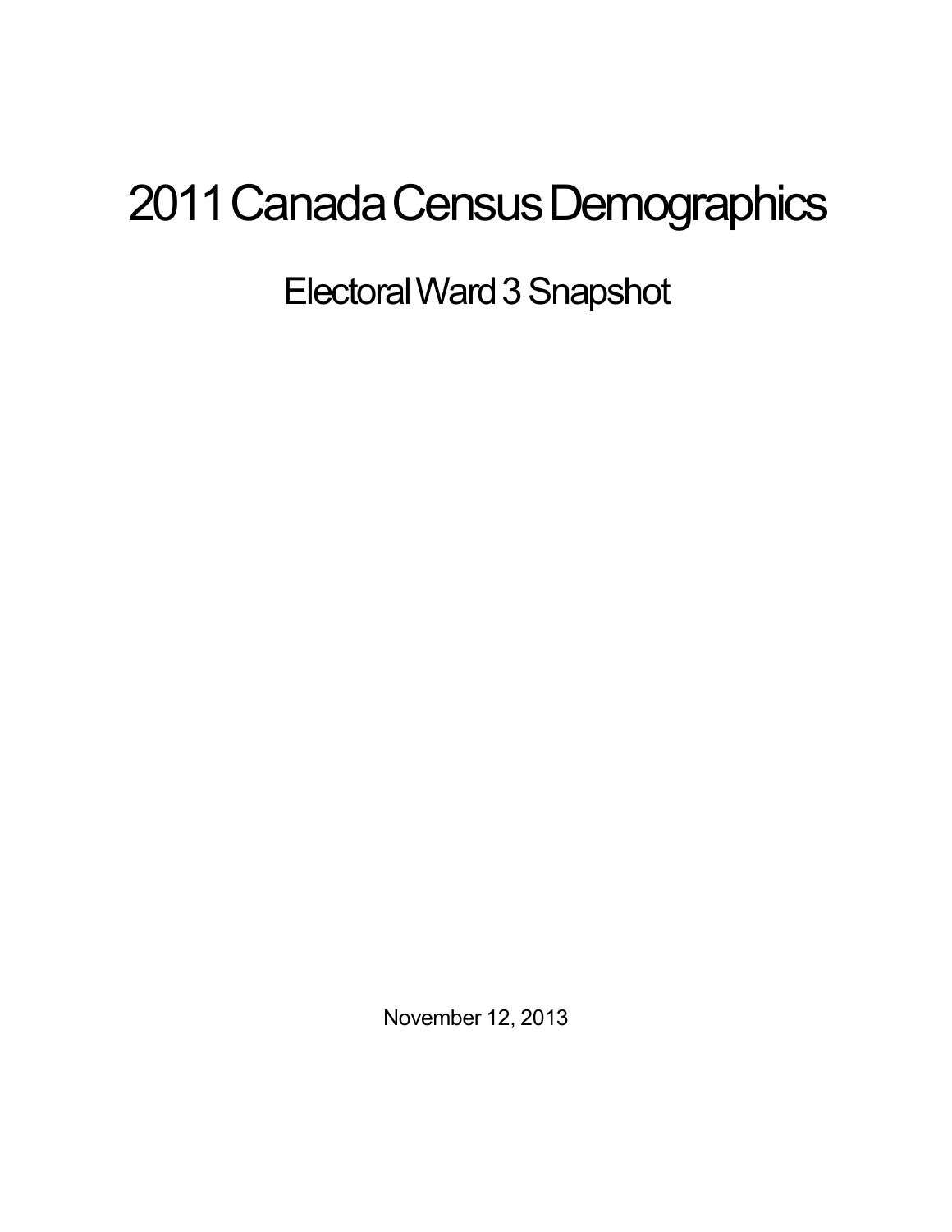# 2011 Canada Census Demographics

## Electoral Ward 3 Snapshot

November 12, 2013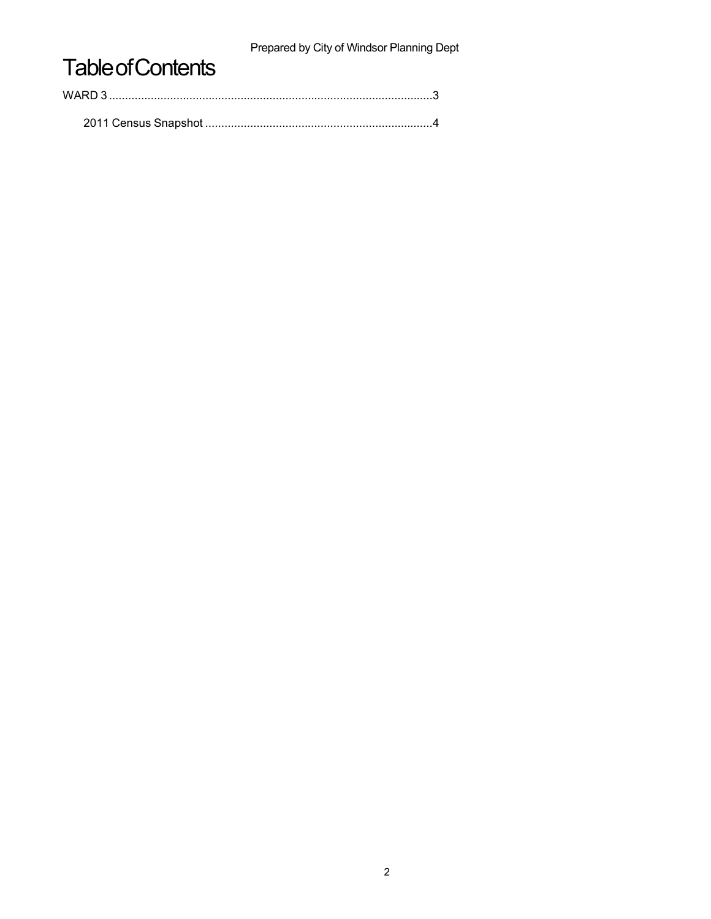# Table of Contents

WARD 3 ....................................................................................................3

2011 Census Snapshot .......................................................................4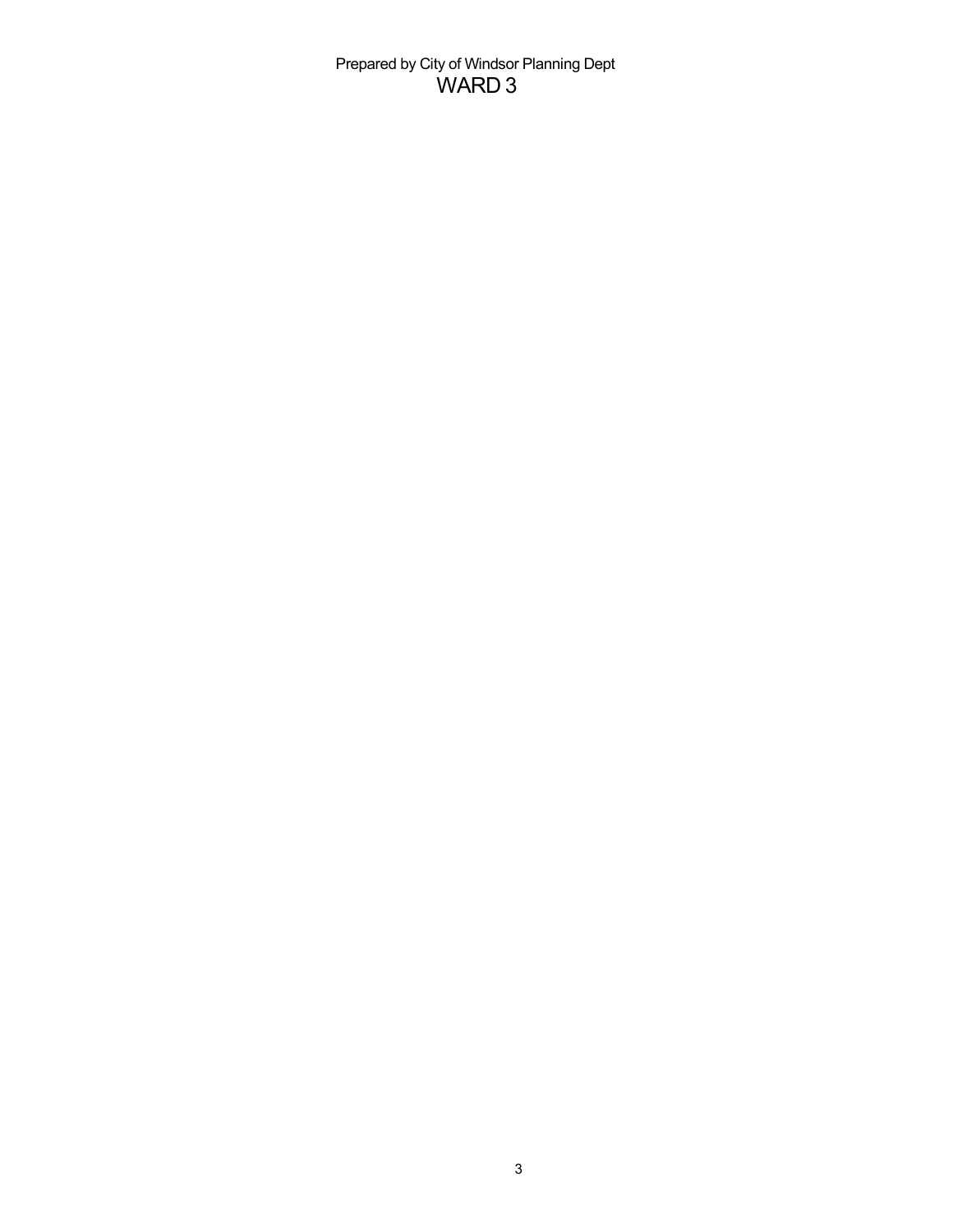Prepared by City of Windsor Planning Dept

# WARD 3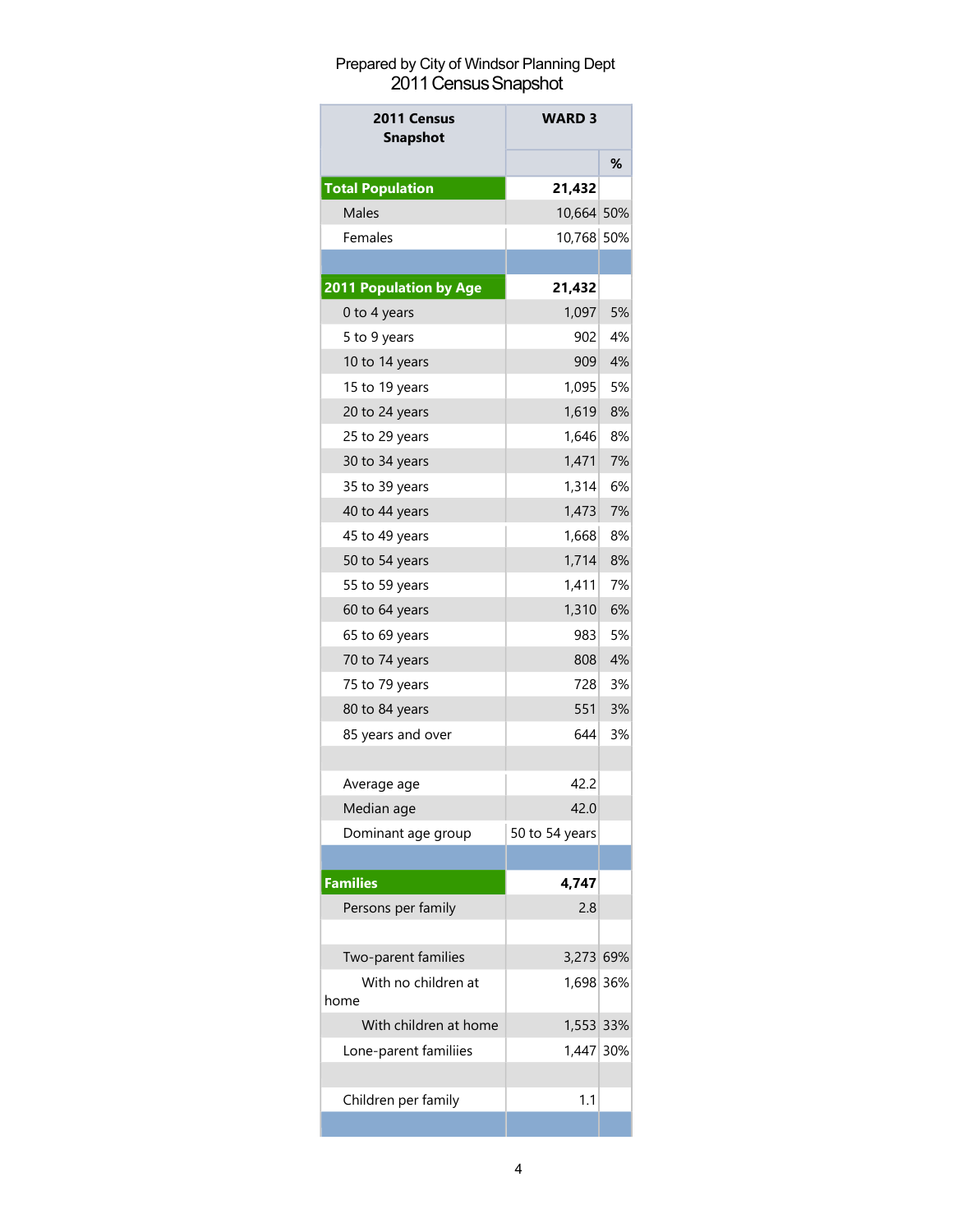Prepared by City of Windsor Planning Dept

# 2011 Census Snapshot

| 2011 Census Snapshot | WARD 3 | |
|---|---|---|
| | | % |
| **Total Population** | **21,432** | |
| Males | 10,664 | 50% |
| Females | 10,768 | 50% |
| | | |
| **2011 Population by Age** | **21,432** | |
| 0 to 4 years | 1,097 | 5% |
| 5 to 9 years | 902 | 4% |
| 10 to 14 years | 909 | 4% |
| 15 to 19 years | 1,095 | 5% |
| 20 to 24 years | 1,619 | 8% |
| 25 to 29 years | 1,646 | 8% |
| 30 to 34 years | 1,471 | 7% |
| 35 to 39 years | 1,314 | 6% |
| 40 to 44 years | 1,473 | 7% |
| 45 to 49 years | 1,668 | 8% |
| 50 to 54 years | 1,714 | 8% |
| 55 to 59 years | 1,411 | 7% |
| 60 to 64 years | 1,310 | 6% |
| 65 to 69 years | 983 | 5% |
| 70 to 74 years | 808 | 4% |
| 75 to 79 years | 728 | 3% |
| 80 to 84 years | 551 | 3% |
| 85 years and over | 644 | 3% |
| | | |
| Average age | 42.2 | |
| Median age | 42.0 | |
| Dominant age group | 50 to 54 years | |
| | | |
| **Families** | **4,747** | |
| Persons per family | 2.8 | |
| | | |
| Two-parent families | 3,273 | 69% |
| With no children at home | 1,698 | 36% |
| With children at home | 1,553 | 33% |
| Lone-parent familiies | 1,447 | 30% |
| | | |
| Children per family | 1.1 | |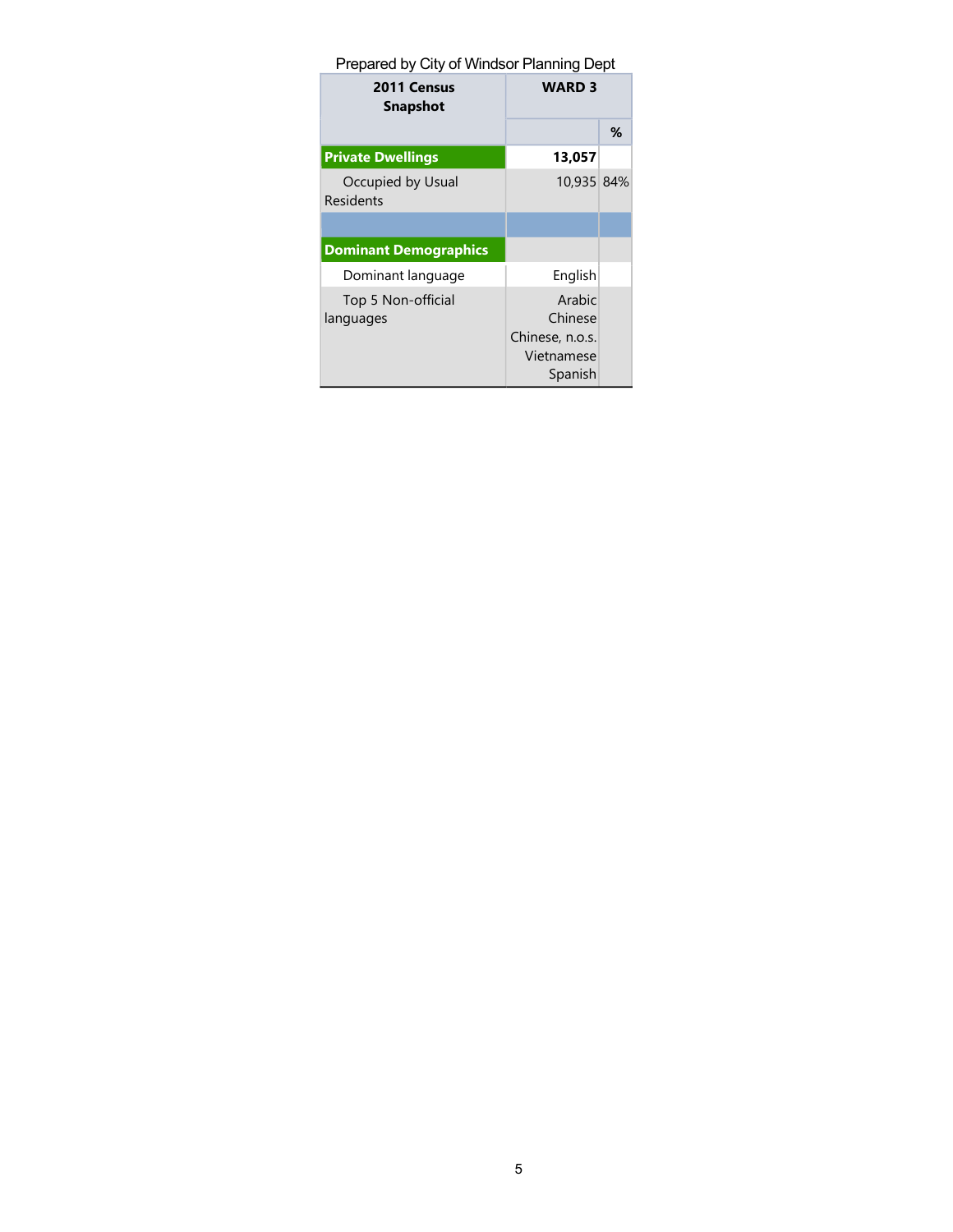Prepared by City of Windsor Planning Dept

| 2011 Census Snapshot | WARD 3 | |
|---|---|---|
| | | % |
| **Private Dwellings** | **13,057** | |
| Occupied by Usual Residents | 10,935 | 84% |
| | | |
| **Dominant Demographics** | | |
| Dominant language | English | |
| Top 5 Non-official languages | Arabic<br>Chinese<br>Chinese, n.o.s.<br>Vietnamese<br>Spanish | |